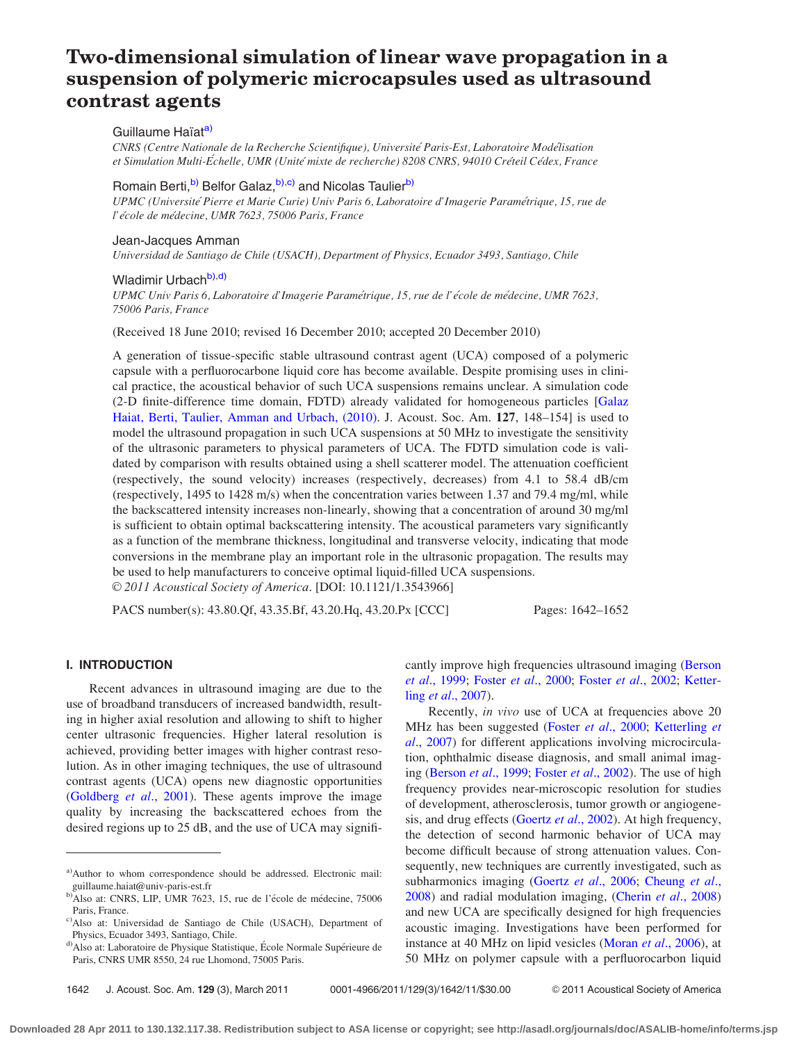# Two-dimensional simulation of linear wave propagation in a suspension of polymeric microcapsules used as ultrasound contrast agents

Guillaume Haïat[a)]

*CNRS (Centre Nationale de la Recherche Scientifique), Université Paris-Est, Laboratoire Modélisation et Simulation Multi-Échelle, UMR (Unité mixte de recherche) 8208 CNRS, 94010 Créteil Cédex, France*

Romain Berti,[b)] Belfor Galaz,[b),c)] and Nicolas Taulier[b)]

*UPMC (Université Pierre et Marie Curie) Univ Paris 6, Laboratoire d'Imagerie Paramétrique, 15, rue de l'école de médecine, UMR 7623, 75006 Paris, France*

Jean-Jacques Amman

*Universidad de Santiago de Chile (USACH), Department of Physics, Ecuador 3493, Santiago, Chile*

Wladimir Urbach[b),d)]

*UPMC Univ Paris 6, Laboratoire d'Imagerie Paramétrique, 15, rue de l'école de médecine, UMR 7623, 75006 Paris, France*

(Received 18 June 2010; revised 16 December 2010; accepted 20 December 2010)

A generation of tissue-specific stable ultrasound contrast agent (UCA) composed of a polymeric capsule with a perfluorocarbone liquid core has become available. Despite promising uses in clinical practice, the acoustical behavior of such UCA suspensions remains unclear. A simulation code (2-D finite-difference time domain, FDTD) already validated for homogeneous particles [Galaz Haiat, Berti, Taulier, Amman and Urbach, (2010). J. Acoust. Soc. Am. **127**, 148–154] is used to model the ultrasound propagation in such UCA suspensions at 50 MHz to investigate the sensitivity of the ultrasonic parameters to physical parameters of UCA. The FDTD simulation code is validated by comparison with results obtained using a shell scatterer model. The attenuation coefficient (respectively, the sound velocity) increases (respectively, decreases) from 4.1 to 58.4 dB/cm (respectively, 1495 to 1428 m/s) when the concentration varies between 1.37 and 79.4 mg/ml, while the backscattered intensity increases non-linearly, showing that a concentration of around 30 mg/ml is sufficient to obtain optimal backscattering intensity. The acoustical parameters vary significantly as a function of the membrane thickness, longitudinal and transverse velocity, indicating that mode conversions in the membrane play an important role in the ultrasonic propagation. The results may be used to help manufacturers to conceive optimal liquid-filled UCA suspensions.
*© 2011 Acoustical Society of America*. [DOI: 10.1121/1.3543966]

PACS number(s): 43.80.Qf, 43.35.Bf, 43.20.Hq, 43.20.Px [CCC] Pages: 1642–1652

## I. INTRODUCTION

Recent advances in ultrasound imaging are due to the use of broadband transducers of increased bandwidth, resulting in higher axial resolution and allowing to shift to higher center ultrasonic frequencies. Higher lateral resolution is achieved, providing better images with higher contrast resolution. As in other imaging techniques, the use of ultrasound contrast agents (UCA) opens new diagnostic opportunities (Goldberg *et al*., 2001). These agents improve the image quality by increasing the backscattered echoes from the desired regions up to 25 dB, and the use of UCA may significantly improve high frequencies ultrasound imaging (Berson *et al*., 1999; Foster *et al*., 2000; Foster *et al*., 2002; Ketterling *et al*., 2007).

Recently, *in vivo* use of UCA at frequencies above 20 MHz has been suggested (Foster *et al*., 2000; Ketterling *et al*., 2007) for different applications involving microcirculation, ophthalmic disease diagnosis, and small animal imaging (Berson *et al*., 1999; Foster *et al*., 2002). The use of high frequency provides near-microscopic resolution for studies of development, atherosclerosis, tumor growth or angiogenesis, and drug effects (Goertz *et al*., 2002). At high frequency, the detection of second harmonic behavior of UCA may become difficult because of strong attenuation values. Consequently, new techniques are currently investigated, such as subharmonics imaging (Goertz *et al*., 2006; Cheung *et al*., 2008) and radial modulation imaging, (Cherin *et al*., 2008) and new UCA are specifically designed for high frequencies acoustic imaging. Investigations have been performed for instance at 40 MHz on lipid vesicles (Moran *et al*., 2006), at 50 MHz on polymer capsule with a perfluorocarbon liquid

---

a)Author to whom correspondence should be addressed. Electronic mail: guillaume.haiat@univ-paris-est.fr

b)Also at: CNRS, LIP, UMR 7623, 15, rue de l'école de médecine, 75006 Paris, France.

c)Also at: Universidad de Santiago de Chile (USACH), Department of Physics, Ecuador 3493, Santiago, Chile.

d)Also at: Laboratoire de Physique Statistique, École Normale Supérieure de Paris, CNRS UMR 8550, 24 rue Lhomond, 75005 Paris.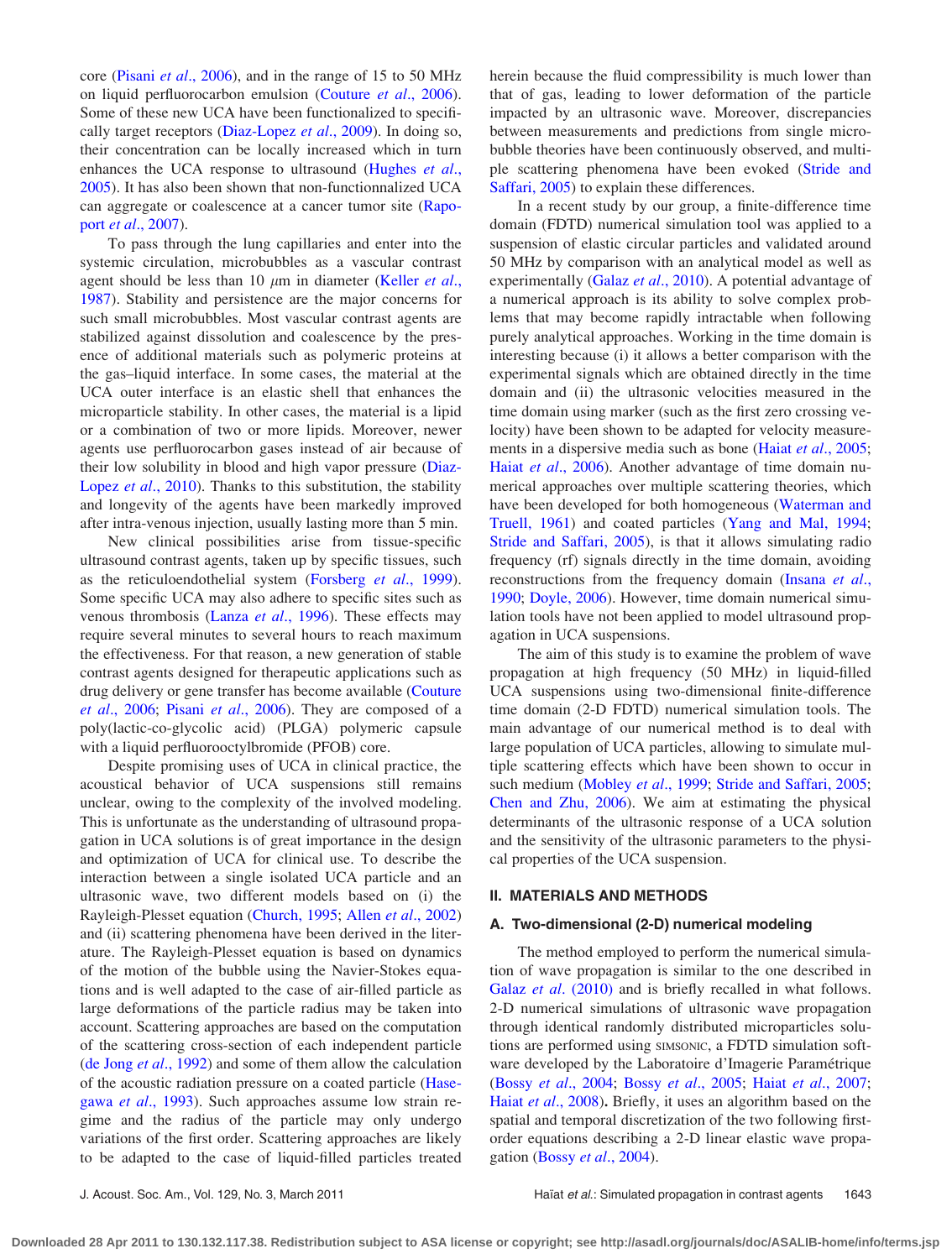core (Pisani *et al.*, 2006), and in the range of 15 to 50 MHz on liquid perfluorocarbon emulsion (Couture *et al.*, 2006). Some of these new UCA have been functionalized to specifically target receptors (Diaz-Lopez *et al.*, 2009). In doing so, their concentration can be locally increased which in turn enhances the UCA response to ultrasound (Hughes *et al.*, 2005). It has also been shown that non-functionnalized UCA can aggregate or coalescence at a cancer tumor site (Rapoport *et al.*, 2007).

To pass through the lung capillaries and enter into the systemic circulation, microbubbles as a vascular contrast agent should be less than 10 $\mu$m in diameter (Keller *et al.*, 1987). Stability and persistence are the major concerns for such small microbubbles. Most vascular contrast agents are stabilized against dissolution and coalescence by the presence of additional materials such as polymeric proteins at the gas–liquid interface. In some cases, the material at the UCA outer interface is an elastic shell that enhances the microparticle stability. In other cases, the material is a lipid or a combination of two or more lipids. Moreover, more agents use perfluorocarbon gases instead of air because of their low solubility in blood and high vapor pressure (Diaz-Lopez *et al.*, 2010). Thanks to this substitution, the stability and longevity of the agents have been markedly improved after intra-venous injection, usually lasting more than 5 min.

New clinical possibilities arise from tissue-specific ultrasound contrast agents, taken up by specific tissues, such as the reticuloendothelial system (Forsberg *et al.*, 1999). Some specific UCA may also adhere to specific sites such as venous thrombosis (Lanza *et al.*, 1996). These effects may require several minutes to several hours to reach maximum the effectiveness. For that reason, a new generation of stable contrast agents designed for therapeutic applications such as drug delivery or gene transfer has become available (Couture *et al.*, 2006; Pisani *et al.*, 2006). They are composed of a poly(lactic-co-glycolic acid) (PLGA) polymeric capsule with a liquid perfluorooctylbromide (PFOB) core.

Despite promising uses of UCA in clinical practice, the acoustical behavior of UCA suspensions still remains unclear, owing to the complexity of the involved modeling. This is unfortunate as the understanding of ultrasound propagation in UCA solutions is of great importance in the design and optimization of UCA for clinical use. To describe the interaction between a single isolated UCA particle and an ultrasonic wave, two different models based on (i) the Rayleigh-Plesset equation (Church, 1995; Allen *et al.*, 2002) and (ii) scattering phenomena have been derived in the literature. The Rayleigh-Plesset equation is based on dynamics of the motion of the bubble using the Navier-Stokes equations and is well adapted to the case of air-filled particle as large deformations of the particle radius may be taken into account. Scattering approaches are based on the computation of the scattering cross-section of each independent particle (de Jong *et al.*, 1992) and some of them allow the calculation of the acoustic radiation pressure on a coated particle (Hasegawa *et al.*, 1993). Such approaches assume low strain regime and the radius of the particle may only undergo variations of the first order. Scattering approaches are likely to be adapted to the case of liquid-filled particles treated herein because the fluid compressibility is much lower than that of gas, leading to lower deformation of the particle impacted by an ultrasonic wave. Moreover, discrepancies between measurements and predictions from single microbubble theories have been continuously observed, and multiple scattering phenomena have been evoked (Stride and Saffari, 2005) to explain these differences.

In a recent study by our group, a finite-difference time domain (FDTD) numerical simulation tool was applied to a suspension of elastic circular particles and validated around 50 MHz by comparison with an analytical model as well as experimentally (Galaz *et al.*, 2010). A potential advantage of a numerical approach is its ability to solve complex problems that may become rapidly intractable when following purely analytical approaches. Working in the time domain is interesting because (i) it allows a better comparison with the experimental signals which are obtained directly in the time domain and (ii) the ultrasonic velocities measured in the time domain using marker (such as the first zero crossing velocity) have been shown to be adapted for velocity measurements in a dispersive media such as bone (Haiat *et al.*, 2005; Haiat *et al.*, 2006). Another advantage of time domain numerical approaches over multiple scattering theories, which have been developed for both homogeneous (Waterman and Truell, 1961) and coated particles (Yang and Mal, 1994; Stride and Saffari, 2005), is that it allows simulating radio frequency (rf) signals directly in the time domain, avoiding reconstructions from the frequency domain (Insana *et al.*, 1990; Doyle, 2006). However, time domain numerical simulation tools have not been applied to model ultrasound propagation in UCA suspensions.

The aim of this study is to examine the problem of wave propagation at high frequency (50 MHz) in liquid-filled UCA suspensions using two-dimensional finite-difference time domain (2-D FDTD) numerical simulation tools. The main advantage of our numerical method is to deal with large population of UCA particles, allowing to simulate multiple scattering effects which have been shown to occur in such medium (Mobley *et al.*, 1999; Stride and Saffari, 2005; Chen and Zhu, 2006). We aim at estimating the physical determinants of the ultrasonic response of a UCA solution and the sensitivity of the ultrasonic parameters to the physical properties of the UCA suspension.

## II. MATERIALS AND METHODS

### A. Two-dimensional (2-D) numerical modeling

The method employed to perform the numerical simulation of wave propagation is similar to the one described in Galaz *et al.* (2010) and is briefly recalled in what follows. 2-D numerical simulations of ultrasonic wave propagation through identical randomly distributed microparticles solutions are performed using SIMSONIC, a FDTD simulation software developed by the Laboratoire d'Imagerie Paramétrique (Bossy *et al.*, 2004; Bossy *et al.*, 2005; Haiat *et al.*, 2007; Haiat *et al.*, 2008). Briefly, it uses an algorithm based on the spatial and temporal discretization of the two following first-order equations describing a 2-D linear elastic wave propagation (Bossy *et al.*, 2004).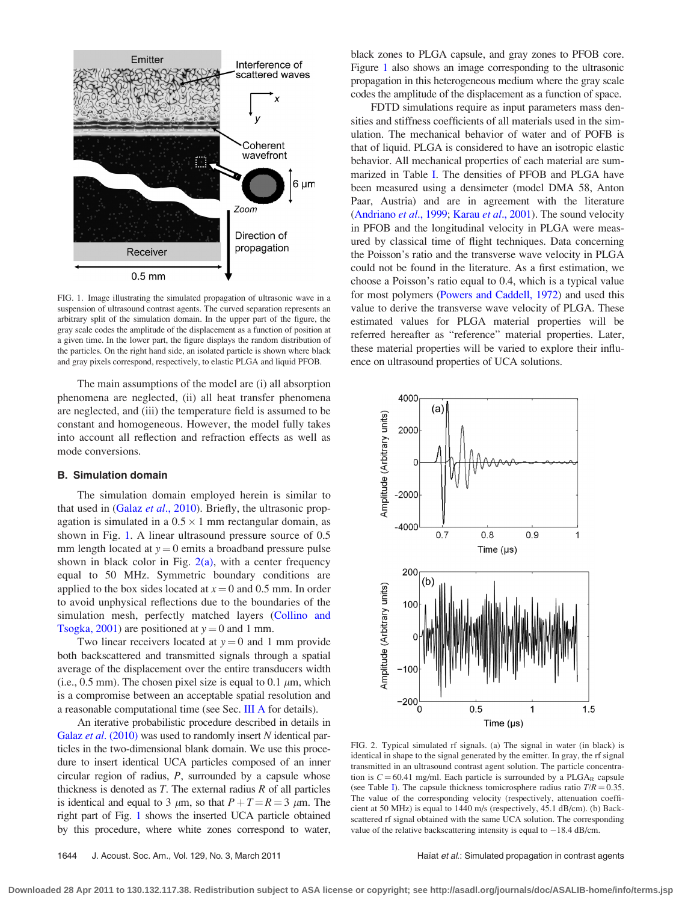FIG. 1. Image illustrating the simulated propagation of ultrasonic wave in a suspension of ultrasound contrast agents. The curved separation represents an arbitrary split of the simulation domain. In the upper part of the figure, the gray scale codes the amplitude of the displacement as a function of position at a given time. In the lower part, the figure displays the random distribution of the particles. On the right hand side, an isolated particle is shown where black and gray pixels correspond, respectively, to elastic PLGA and liquid PFOB.

The main assumptions of the model are (i) all absorption phenomena are neglected, (ii) all heat transfer phenomena are neglected, and (iii) the temperature field is assumed to be constant and homogeneous. However, the model fully takes into account all reflection and refraction effects as well as mode conversions.

### B. Simulation domain

The simulation domain employed herein is similar to that used in (Galaz *et al.*, 2010). Briefly, the ultrasonic propagation is simulated in a $0.5 \times 1$ mm rectangular domain, as shown in Fig. 1. A linear ultrasound pressure source of 0.5 mm length located at $y = 0$ emits a broadband pressure pulse shown in black color in Fig. 2(a), with a center frequency equal to 50 MHz. Symmetric boundary conditions are applied to the box sides located at $x = 0$ and 0.5 mm. In order to avoid unphysical reflections due to the boundaries of the simulation mesh, perfectly matched layers (Collino and Tsogka, 2001) are positioned at $y = 0$ and 1 mm.

Two linear receivers located at $y = 0$ and 1 mm provide both backscattered and transmitted signals through a spatial average of the displacement over the entire transducers width (i.e., 0.5 mm). The chosen pixel size is equal to 0.1 $\mu$m, which is a compromise between an acceptable spatial resolution and a reasonable computational time (see Sec. III A for details).

An iterative probabilistic procedure described in details in Galaz *et al.* (2010) was used to randomly insert $N$ identical particles in the two-dimensional blank domain. We use this procedure to insert identical UCA particles composed of an inner circular region of radius, $P$, surrounded by a capsule whose thickness is denoted as $T$. The external radius $R$ of all particles is identical and equal to 3 $\mu$m, so that $P + T = R = 3$ $\mu$m. The right part of Fig. 1 shows the inserted UCA particle obtained by this procedure, where white zones correspond to water, black zones to PLGA capsule, and gray zones to PFOB core. Figure 1 also shows an image corresponding to the ultrasonic propagation in this heterogeneous medium where the gray scale codes the amplitude of the displacement as a function of space.

FDTD simulations require as input parameters mass densities and stiffness coefficients of all materials used in the simulation. The mechanical behavior of water and of POFB is that of liquid. PLGA is considered to have an isotropic elastic behavior. All mechanical properties of each material are summarized in Table I. The densities of PFOB and PLGA have been measured using a densimeter (model DMA 58, Anton Paar, Austria) and are in agreement with the literature (Andriano *et al.*, 1999; Karau *et al.*, 2001). The sound velocity in PFOB and the longitudinal velocity in PLGA were measured by classical time of flight techniques. Data concerning the Poisson's ratio and the transverse wave velocity in PLGA could not be found in the literature. As a first estimation, we choose a Poisson's ratio equal to 0.4, which is a typical value for most polymers (Powers and Caddell, 1972) and used this value to derive the transverse wave velocity of PLGA. These estimated values for PLGA material properties will be referred hereafter as "reference" material properties. Later, these material properties will be varied to explore their influence on ultrasound properties of UCA solutions.

FIG. 2. Typical simulated rf signals. (a) The signal in water (in black) is identical in shape to the signal generated by the emitter. In gray, the rf signal transmitted in an ultrasound contrast agent solution. The particle concentration is $C = 60.41$ mg/ml. Each particle is surrounded by a $PLGA_R$ capsule (see Table I). The capsule thickness tomicrosphere radius ratio $T/R = 0.35$. The value of the corresponding velocity (respectively, attenuation coefficient at 50 MHz) is equal to 1440 m/s (respectively, 45.1 dB/cm). (b) Backscattered rf signal obtained with the same UCA solution. The corresponding value of the relative backscattering intensity is equal to $-18.4$ dB/cm.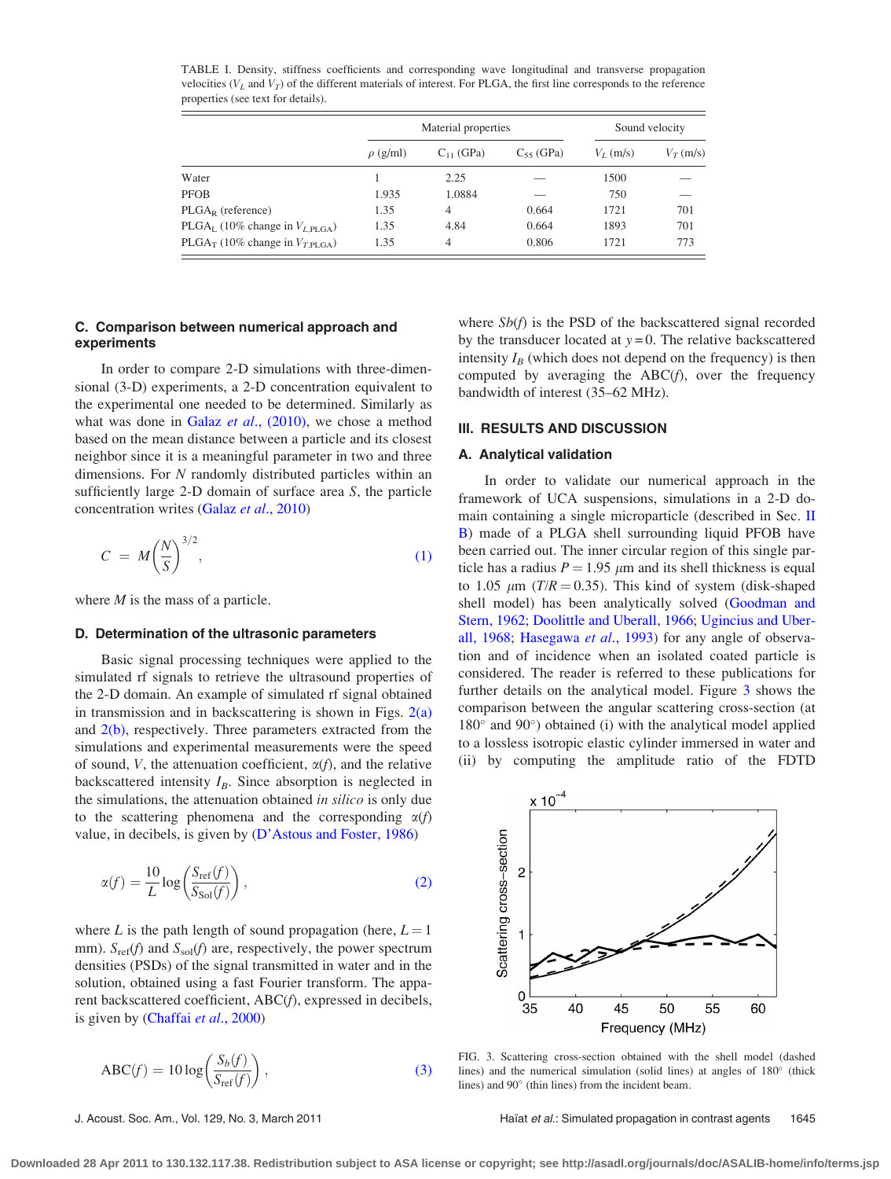TABLE I. Density, stiffness coefficients and corresponding wave longitudinal and transverse propagation velocities ($V_L$ and $V_T$) of the different materials of interest. For PLGA, the first line corresponds to the reference properties (see text for details).

| | Material properties | | | Sound velocity | |
|---|---|---|---|---|---|
| | $\rho$ (g/ml) | $C_{11}$ (GPa) | $C_{55}$ (GPa) | $V_L$ (m/s) | $V_T$ (m/s) |
| Water | 1 | 2.25 | — | 1500 | — |
| PFOB | 1.935 | 1.0884 | — | 750 | — |
| $PLGA_R$ (reference) | 1.35 | 4 | 0.664 | 1721 | 701 |
| $PLGA_L$ (10% change in $V_{L,PLGA}$) | 1.35 | 4.84 | 0.664 | 1893 | 701 |
| $PLGA_T$ (10% change in $V_{T,PLGA}$) | 1.35 | 4 | 0.806 | 1721 | 773 |

### C. Comparison between numerical approach and experiments

In order to compare 2-D simulations with three-dimensional (3-D) experiments, a 2-D concentration equivalent to the experimental one needed to be determined. Similarly as what was done in Galaz *et al.*, (2010), we chose a method based on the mean distance between a particle and its closest neighbor since it is a meaningful parameter in two and three dimensions. For $N$ randomly distributed particles within an sufficiently large 2-D domain of surface area $S$, the particle concentration writes (Galaz *et al.*, 2010)

$$C = M\left(\frac{N}{S}\right)^{3/2}, \tag{1}$$

where $M$ is the mass of a particle.

### D. Determination of the ultrasonic parameters

Basic signal processing techniques were applied to the simulated rf signals to retrieve the ultrasound properties of the 2-D domain. An example of simulated rf signal obtained in transmission and in backscattering is shown in Figs. 2(a) and 2(b), respectively. Three parameters extracted from the simulations and experimental measurements were the speed of sound, $V$, the attenuation coefficient, $\alpha(f)$, and the relative backscattered intensity $I_B$. Since absorption is neglected in the simulations, the attenuation obtained *in silico* is only due to the scattering phenomena and the corresponding $\alpha(f)$ value, in decibels, is given by (D'Astous and Foster, 1986)

$$\alpha(f) = \frac{10}{L}\log\left(\frac{S_{\text{ref}}(f)}{S_{\text{Sol}}(f)}\right), \tag{2}$$

where $L$ is the path length of sound propagation (here, $L = 1$ mm). $S_{\text{ref}}(f)$ and $S_{\text{sol}}(f)$ are, respectively, the power spectrum densities (PSDs) of the signal transmitted in water and in the solution, obtained using a fast Fourier transform. The apparent backscattered coefficient, ABC($f$), expressed in decibels, is given by (Chaffai *et al.*, 2000)

$$\text{ABC}(f) = 10\log\left(\frac{S_b(f)}{S_{\text{ref}}(f)}\right), \tag{3}$$

where $Sb(f)$ is the PSD of the backscattered signal recorded by the transducer located at $y = 0$. The relative backscattered intensity $I_B$ (which does not depend on the frequency) is then computed by averaging the ABC($f$), over the frequency bandwidth of interest (35–62 MHz).

## III. RESULTS AND DISCUSSION

### A. Analytical validation

In order to validate our numerical approach in the framework of UCA suspensions, simulations in a 2-D domain containing a single microparticle (described in Sec. II B) made of a PLGA shell surrounding liquid PFOB have been carried out. The inner circular region of this single particle has a radius $P = 1.95$ $\mu$m and its shell thickness is equal to 1.05 $\mu$m ($T/R = 0.35$). This kind of system (disk-shaped shell model) has been analytically solved (Goodman and Stern, 1962; Doolittle and Uberall, 1966; Ugincius and Uberall, 1968; Hasegawa *et al.*, 1993) for any angle of observation and of incidence when an isolated coated particle is considered. The reader is referred to these publications for further details on the analytical model. Figure 3 shows the comparison between the angular scattering cross-section (at 180° and 90°) obtained (i) with the analytical model applied to a lossless isotropic elastic cylinder immersed in water and (ii) by computing the amplitude ratio of the FDTD

FIG. 3. Scattering cross-section obtained with the shell model (dashed lines) and the numerical simulation (solid lines) at angles of 180° (thick lines) and 90° (thin lines) from the incident beam.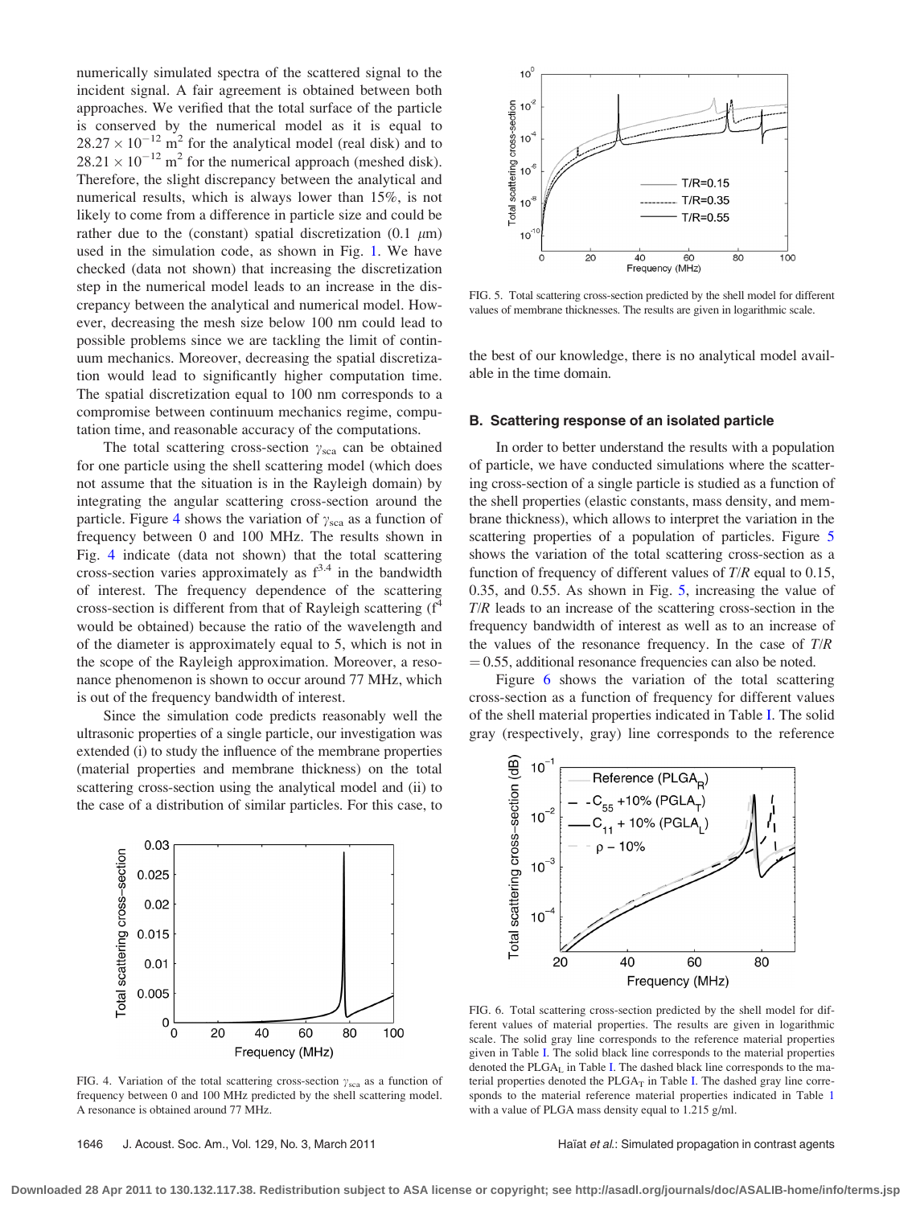numerically simulated spectra of the scattered signal to the incident signal. A fair agreement is obtained between both approaches. We verified that the total surface of the particle is conserved by the numerical model as it is equal to $28.27 \times 10^{-12}$ m$^2$ for the analytical model (real disk) and to $28.21 \times 10^{-12}$ m$^2$ for the numerical approach (meshed disk). Therefore, the slight discrepancy between the analytical and numerical results, which is always lower than 15%, is not likely to come from a difference in particle size and could be rather due to the (constant) spatial discretization (0.1 $\mu$m) used in the simulation code, as shown in Fig. 1. We have checked (data not shown) that increasing the discretization step in the numerical model leads to an increase in the discrepancy between the analytical and numerical model. However, decreasing the mesh size below 100 nm could lead to possible problems since we are tackling the limit of continuum mechanics. Moreover, decreasing the spatial discretization would lead to significantly higher computation time. The spatial discretization equal to 100 nm corresponds to a compromise between continuum mechanics regime, computation time, and reasonable accuracy of the computations.

The total scattering cross-section $\gamma_{sca}$ can be obtained for one particle using the shell scattering model (which does not assume that the situation is in the Rayleigh domain) by integrating the angular scattering cross-section around the particle. Figure 4 shows the variation of $\gamma_{sca}$ as a function of frequency between 0 and 100 MHz. The results shown in Fig. 4 indicate (data not shown) that the total scattering cross-section varies approximately as $f^{3.4}$ in the bandwidth of interest. The frequency dependence of the scattering cross-section is different from that of Rayleigh scattering ($f^4$ would be obtained) because the ratio of the wavelength and of the diameter is approximately equal to 5, which is not in the scope of the Rayleigh approximation. Moreover, a resonance phenomenon is shown to occur around 77 MHz, which is out of the frequency bandwidth of interest.

Since the simulation code predicts reasonably well the ultrasonic properties of a single particle, our investigation was extended (i) to study the influence of the membrane properties (material properties and membrane thickness) on the total scattering cross-section using the analytical model and (ii) to the case of a distribution of similar particles. For this case, to the best of our knowledge, there is no analytical model available in the time domain.

FIG. 4. Variation of the total scattering cross-section $\gamma_{sca}$ as a function of frequency between 0 and 100 MHz predicted by the shell scattering model. A resonance is obtained around 77 MHz.

FIG. 5. Total scattering cross-section predicted by the shell model for different values of membrane thicknesses. The results are given in logarithmic scale.

### B. Scattering response of an isolated particle

In order to better understand the results with a population of particle, we have conducted simulations where the scattering cross-section of a single particle is studied as a function of the shell properties (elastic constants, mass density, and membrane thickness), which allows to interpret the variation in the scattering properties of a population of particles. Figure 5 shows the variation of the total scattering cross-section as a function of frequency of different values of $T/R$ equal to 0.15, 0.35, and 0.55. As shown in Fig. 5, increasing the value of $T/R$ leads to an increase of the scattering cross-section in the frequency bandwidth of interest as well as to an increase of the values of the resonance frequency. In the case of $T/R = 0.55$, additional resonance frequencies can also be noted.

Figure 6 shows the variation of the total scattering cross-section as a function of frequency for different values of the shell material properties indicated in Table I. The solid gray (respectively, gray) line corresponds to the reference

FIG. 6. Total scattering cross-section predicted by the shell model for different values of material properties. The results are given in logarithmic scale. The solid gray line corresponds to the reference material properties given in Table I. The solid black line corresponds to the material properties denoted the $PLGA_L$ in Table I. The dashed black line corresponds to the material properties denoted the $PLGA_T$ in Table I. The dashed gray line corresponds to the material reference material properties indicated in Table 1 with a value of PLGA mass density equal to 1.215 g/ml.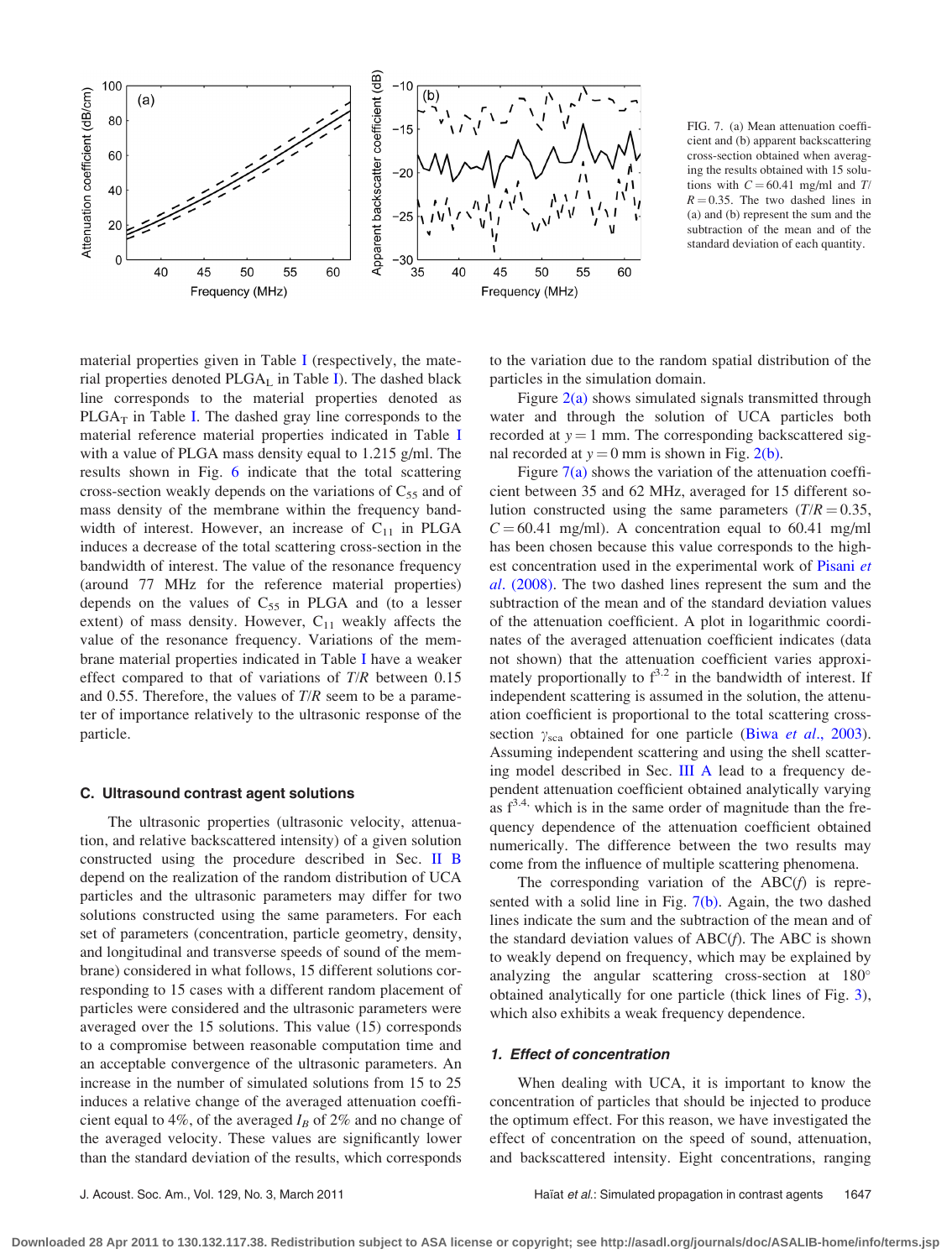FIG. 7. (a) Mean attenuation coefficient and (b) apparent backscattering cross-section obtained when averaging the results obtained with 15 solutions with $C = 60.41$ mg/ml and $T/R = 0.35$. The two dashed lines in (a) and (b) represent the sum and the subtraction of the mean and of the standard deviation of each quantity.

material properties given in Table I (respectively, the material properties denoted $PLGA_L$ in Table I). The dashed black line corresponds to the material properties denoted as $PLGA_T$ in Table I. The dashed gray line corresponds to the material reference material properties indicated in Table I with a value of PLGA mass density equal to 1.215 g/ml. The results shown in Fig. 6 indicate that the total scattering cross-section weakly depends on the variations of $C_{55}$ and of mass density of the membrane within the frequency bandwidth of interest. However, an increase of $C_{11}$ in PLGA induces a decrease of the total scattering cross-section in the bandwidth of interest. The value of the resonance frequency (around 77 MHz for the reference material properties) depends on the values of $C_{55}$ in PLGA and (to a lesser extent) of mass density. However, $C_{11}$ weakly affects the value of the resonance frequency. Variations of the membrane material properties indicated in Table I have a weaker effect compared to that of variations of $T/R$ between 0.15 and 0.55. Therefore, the values of $T/R$ seem to be a parameter of importance relatively to the ultrasonic response of the particle.

### C. Ultrasound contrast agent solutions

The ultrasonic properties (ultrasonic velocity, attenuation, and relative backscattered intensity) of a given solution constructed using the procedure described in Sec. II B depend on the realization of the random distribution of UCA particles and the ultrasonic parameters may differ for two solutions constructed using the same parameters. For each set of parameters (concentration, particle geometry, density, and longitudinal and transverse speeds of sound of the membrane) considered in what follows, 15 different solutions corresponding to 15 cases with a different random placement of particles were considered and the ultrasonic parameters were averaged over the 15 solutions. This value (15) corresponds to a compromise between reasonable computation time and an acceptable convergence of the ultrasonic parameters. An increase in the number of simulated solutions from 15 to 25 induces a relative change of the averaged attenuation coefficient equal to 4%, of the averaged $I_B$ of 2% and no change of the averaged velocity. These values are significantly lower than the standard deviation of the results, which corresponds to the variation due to the random spatial distribution of the particles in the simulation domain.

Figure 2(a) shows simulated signals transmitted through water and through the solution of UCA particles both recorded at $y = 1$ mm. The corresponding backscattered signal recorded at $y = 0$ mm is shown in Fig. 2(b).

Figure 7(a) shows the variation of the attenuation coefficient between 35 and 62 MHz, averaged for 15 different solution constructed using the same parameters ($T/R = 0.35$, $C = 60.41$ mg/ml). A concentration equal to 60.41 mg/ml has been chosen because this value corresponds to the highest concentration used in the experimental work of Pisani *et al*. (2008). The two dashed lines represent the sum and the subtraction of the mean and of the standard deviation values of the attenuation coefficient. A plot in logarithmic coordinates of the averaged attenuation coefficient indicates (data not shown) that the attenuation coefficient varies approximately proportionally to $f^{3.2}$ in the bandwidth of interest. If independent scattering is assumed in the solution, the attenuation coefficient is proportional to the total scattering cross-section $\gamma_{sca}$ obtained for one particle (Biwa *et al*., 2003). Assuming independent scattering and using the shell scattering model described in Sec. III A lead to a frequency dependent attenuation coefficient obtained analytically varying as $f^{3.4,}$ which is in the same order of magnitude than the frequency dependence of the attenuation coefficient obtained numerically. The difference between the two results may come from the influence of multiple scattering phenomena.

The corresponding variation of the ABC($f$) is represented with a solid line in Fig. 7(b). Again, the two dashed lines indicate the sum and the subtraction of the mean and of the standard deviation values of ABC($f$). The ABC is shown to weakly depend on frequency, which may be explained by analyzing the angular scattering cross-section at 180° obtained analytically for one particle (thick lines of Fig. 3), which also exhibits a weak frequency dependence.

#### 1. *Effect of concentration*

When dealing with UCA, it is important to know the concentration of particles that should be injected to produce the optimum effect. For this reason, we have investigated the effect of concentration on the speed of sound, attenuation, and backscattered intensity. Eight concentrations, ranging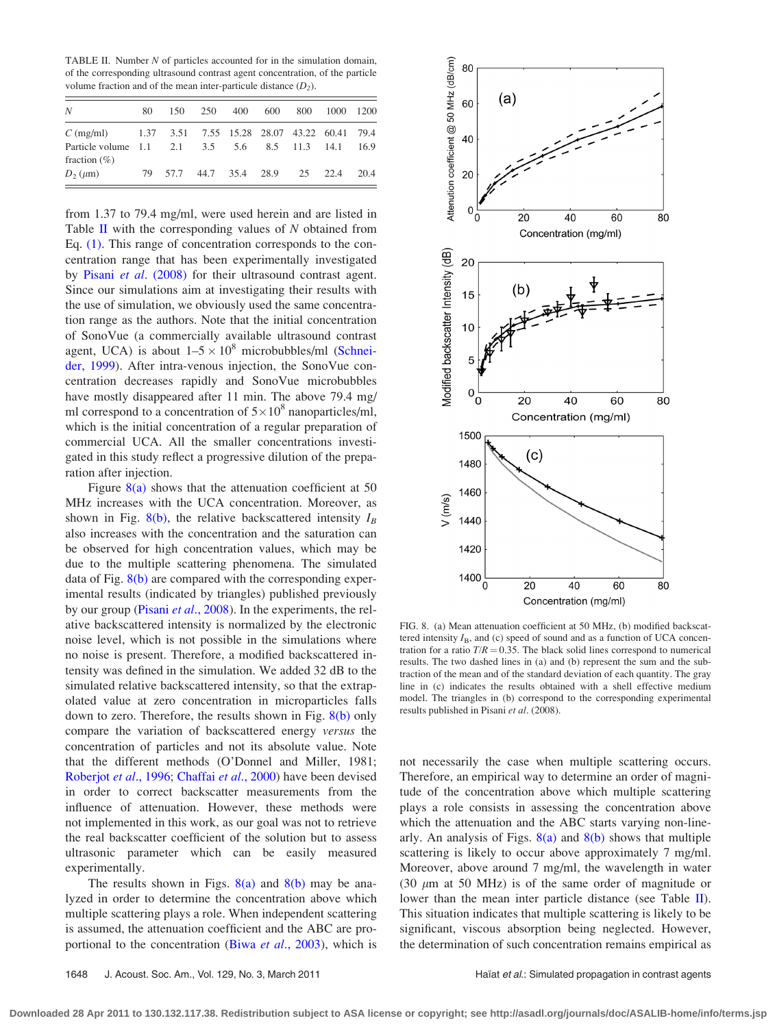TABLE II. Number $N$ of particles accounted for in the simulation domain, of the corresponding ultrasound contrast agent concentration, of the particle volume fraction and of the mean inter-particule distance ($D_2$).

| $N$ | 80 | 150 | 250 | 400 | 600 | 800 | 1000 | 1200 |
|---|---|---|---|---|---|---|---|---|
| $C$ (mg/ml) | 1.37 | 3.51 | 7.55 | 15.28 | 28.07 | 43.22 | 60.41 | 79.4 |
| Particle volume fraction (%) | 1.1 | 2.1 | 3.5 | 5.6 | 8.5 | 11.3 | 14.1 | 16.9 |
| $D_2$ ($\mu$m) | 79 | 57.7 | 44.7 | 35.4 | 28.9 | 25 | 22.4 | 20.4 |

from 1.37 to 79.4 mg/ml, were used herein and are listed in Table II with the corresponding values of $N$ obtained from Eq. (1). This range of concentration corresponds to the concentration range that has been experimentally investigated by Pisani *et al*. (2008) for their ultrasound contrast agent. Since our simulations aim at investigating their results with the use of simulation, we obviously used the same concentration range as the authors. Note that the initial concentration of SonoVue (a commercially available ultrasound contrast agent, UCA) is about $1–5 \times 10^8$ microbubbles/ml (Schneider, 1999). After intra-venous injection, the SonoVue concentration decreases rapidly and SonoVue microbubbles have mostly disappeared after 11 min. The above 79.4 mg/ml correspond to a concentration of $5 \times 10^8$ nanoparticles/ml, which is the initial concentration of a regular preparation of commercial UCA. All the smaller concentrations investigated in this study reflect a progressive dilution of the preparation after injection.

Figure 8(a) shows that the attenuation coefficient at 50 MHz increases with the UCA concentration. Moreover, as shown in Fig. 8(b), the relative backscattered intensity $I_B$ also increases with the concentration and the saturation can be observed for high concentration values, which may be due to the multiple scattering phenomena. The simulated data of Fig. 8(b) are compared with the corresponding experimental results (indicated by triangles) published previously by our group (Pisani *et al*., 2008). In the experiments, the relative backscattered intensity is normalized by the electronic noise level, which is not possible in the simulations where no noise is present. Therefore, a modified backscattered intensity was defined in the simulation. We added 32 dB to the simulated relative backscattered intensity, so that the extrapolated value at zero concentration in microparticles falls down to zero. Therefore, the results shown in Fig. 8(b) only compare the variation of backscattered energy *versus* the concentration of particles and not its absolute value. Note that the different methods (O'Donnel and Miller, 1981; Roberjot *et al*., 1996; Chaffai *et al*., 2000) have been devised in order to correct backscatter measurements from the influence of attenuation. However, these methods were not implemented in this work, as our goal was not to retrieve the real backscatter coefficient of the solution but to assess ultrasonic parameter which can be easily measured experimentally.

The results shown in Figs. 8(a) and 8(b) may be analyzed in order to determine the concentration above which multiple scattering plays a role. When independent scattering is assumed, the attenuation coefficient and the ABC are proportional to the concentration (Biwa *et al*., 2003), which is not necessarily the case when multiple scattering occurs. Therefore, an empirical way to determine an order of magnitude of the concentration above which multiple scattering plays a role consists in assessing the concentration above which the attenuation and the ABC starts varying non-linearly. An analysis of Figs. 8(a) and 8(b) shows that multiple scattering is likely to occur above approximately 7 mg/ml. Moreover, above around 7 mg/ml, the wavelength in water (30 $\mu$m at 50 MHz) is of the same order of magnitude or lower than the mean inter particle distance (see Table II). This situation indicates that multiple scattering is likely to be significant, viscous absorption being neglected. However, the determination of such concentration remains empirical as

FIG. 8. (a) Mean attenuation coefficient at 50 MHz, (b) modified backscattered intensity $I_B$, and (c) speed of sound and as a function of UCA concentration for a ratio $T/R = 0.35$. The black solid lines correspond to numerical results. The two dashed lines in (a) and (b) represent the sum and the subtraction of the mean and of the standard deviation of each quantity. The gray line in (c) indicates the results obtained with a shell effective medium model. The triangles in (b) correspond to the corresponding experimental results published in Pisani *et al*. (2008).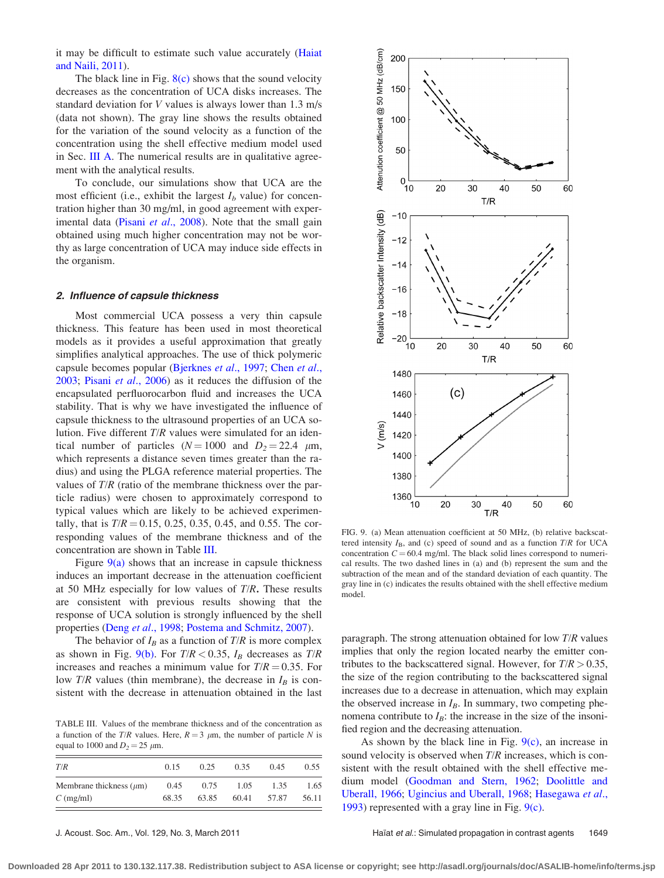it may be difficult to estimate such value accurately (Haiat and Naili, 2011).

The black line in Fig. 8(c) shows that the sound velocity decreases as the concentration of UCA disks increases. The standard deviation for $V$ values is always lower than 1.3 m/s (data not shown). The gray line shows the results obtained for the variation of the sound velocity as a function of the concentration using the shell effective medium model used in Sec. III A. The numerical results are in qualitative agreement with the analytical results.

To conclude, our simulations show that UCA are the most efficient (i.e., exhibit the largest $I_b$ value) for concentration higher than 30 mg/ml, in good agreement with experimental data (Pisani *et al.*, 2008). Note that the small gain obtained using much higher concentration may not be worthy as large concentration of UCA may induce side effects in the organism.

### *2. Influence of capsule thickness*

Most commercial UCA possess a very thin capsule thickness. This feature has been used in most theoretical models as it provides a useful approximation that greatly simplifies analytical approaches. The use of thick polymeric capsule becomes popular (Bjerknes *et al.*, 1997; Chen *et al.*, 2003; Pisani *et al.*, 2006) as it reduces the diffusion of the encapsulated perfluorocarbon fluid and increases the UCA stability. That is why we have investigated the influence of capsule thickness to the ultrasound properties of an UCA solution. Five different $T/R$ values were simulated for an identical number of particles ($N = 1000$ and $D_2 = 22.4$ $\mu$m, which represents a distance seven times greater than the radius) and using the PLGA reference material properties. The values of $T/R$ (ratio of the membrane thickness over the particle radius) were chosen to approximately correspond to typical values which are likely to be achieved experimentally, that is $T/R = 0.15$, 0.25, 0.35, 0.45, and 0.55. The corresponding values of the membrane thickness and of the concentration are shown in Table III.

Figure 9(a) shows that an increase in capsule thickness induces an important decrease in the attenuation coefficient at 50 MHz especially for low values of $T/R$. These results are consistent with previous results showing that the response of UCA solution is strongly influenced by the shell properties (Deng *et al.*, 1998; Postema and Schmitz, 2007).

The behavior of $I_B$ as a function of $T/R$ is more complex as shown in Fig. 9(b). For $T/R < 0.35$, $I_B$ decreases as $T/R$ increases and reaches a minimum value for $T/R = 0.35$. For low $T/R$ values (thin membrane), the decrease in $I_B$ is consistent with the decrease in attenuation obtained in the last paragraph. The strong attenuation obtained for low $T/R$ values implies that only the region located nearby the emitter contributes to the backscattered signal. However, for $T/R > 0.35$, the size of the region contributing to the backscattered signal increases due to a decrease in attenuation, which may explain the observed increase in $I_B$. In summary, two competing phenomena contribute to $I_B$: the increase in the size of the insonified region and the decreasing attenuation.

As shown by the black line in Fig. 9(c), an increase in sound velocity is observed when $T/R$ increases, which is consistent with the result obtained with the shell effective medium model (Goodman and Stern, 1962; Doolittle and Uberall, 1966; Ugincius and Uberall, 1968; Hasegawa *et al.*, 1993) represented with a gray line in Fig. 9(c).

TABLE III. Values of the membrane thickness and of the concentration as a function of the $T/R$ values. Here, $R = 3$ $\mu$m, the number of particle $N$ is equal to 1000 and $D_2 = 25$ $\mu$m.

| $T/R$ | 0.15 | 0.25 | 0.35 | 0.45 | 0.55 |
|---|---|---|---|---|---|
| Membrane thickness ($\mu$m) | 0.45 | 0.75 | 1.05 | 1.35 | 1.65 |
| $C$ (mg/ml) | 68.35 | 63.85 | 60.41 | 57.87 | 56.11 |

FIG. 9. (a) Mean attenuation coefficient at 50 MHz, (b) relative backscattered intensity $I_B$, and (c) speed of sound and as a function $T/R$ for UCA concentration $C = 60.4$ mg/ml. The black solid lines correspond to numerical results. The two dashed lines in (a) and (b) represent the sum and the subtraction of the mean and of the standard deviation of each quantity. The gray line in (c) indicates the results obtained with the shell effective medium model.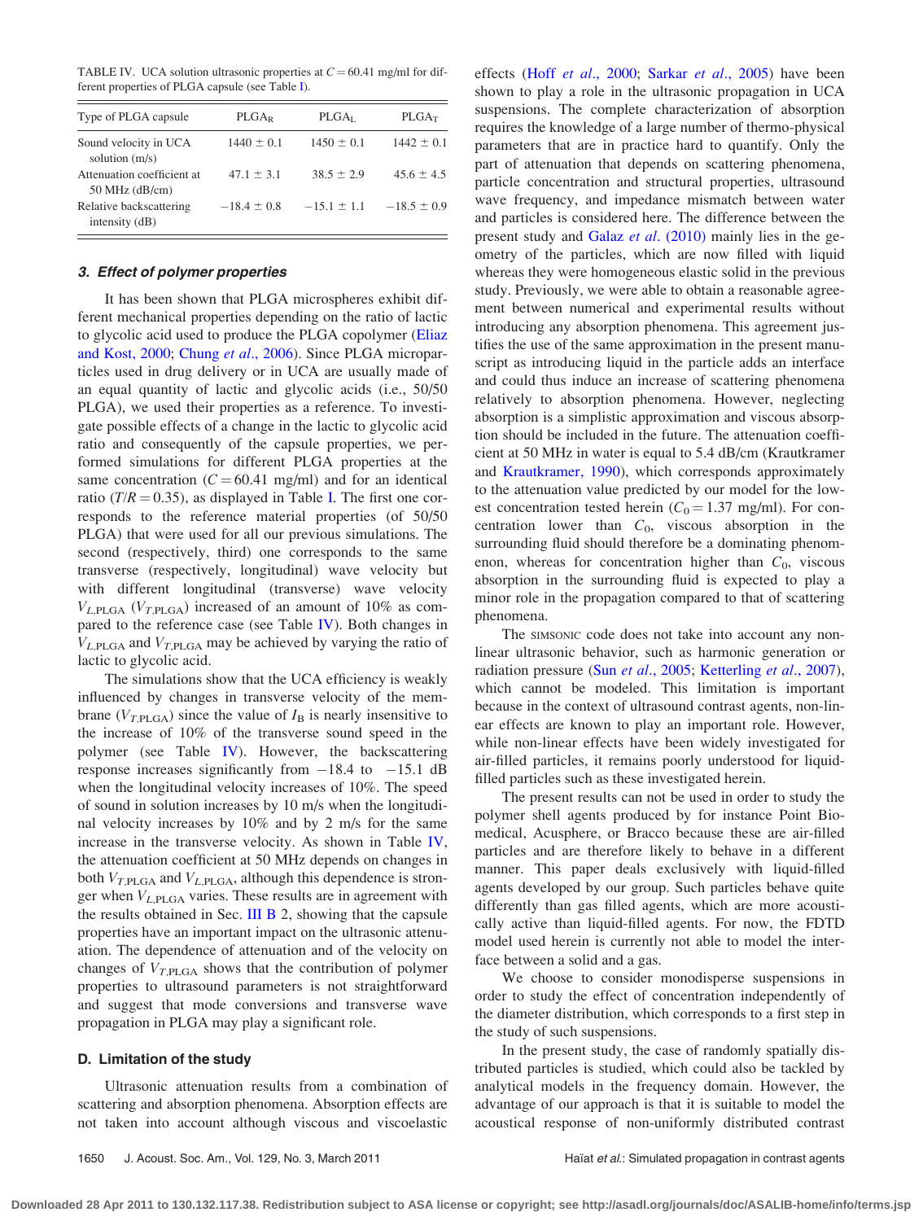TABLE IV. UCA solution ultrasonic properties at $C = 60.41$ mg/ml for different properties of PLGA capsule (see Table I).

| Type of PLGA capsule | $PLGA_R$ | $PLGA_L$ | $PLGA_T$ |
|---|---|---|---|
| Sound velocity in UCA solution (m/s) | 1440 ± 0.1 | 1450 ± 0.1 | 1442 ± 0.1 |
| Attenuation coefficient at 50 MHz (dB/cm) | 47.1 ± 3.1 | 38.5 ± 2.9 | 45.6 ± 4.5 |
| Relative backscattering intensity (dB) | −18.4 ± 0.8 | −15.1 ± 1.1 | −18.5 ± 0.9 |

### 3. Effect of polymer properties

It has been shown that PLGA microspheres exhibit different mechanical properties depending on the ratio of lactic to glycolic acid used to produce the PLGA copolymer (Eliaz and Kost, 2000; Chung *et al.*, 2006). Since PLGA microparticles used in drug delivery or in UCA are usually made of an equal quantity of lactic and glycolic acids (i.e., 50/50 PLGA), we used their properties as a reference. To investigate possible effects of a change in the lactic to glycolic acid ratio and consequently of the capsule properties, we performed simulations for different PLGA properties at the same concentration ($C = 60.41$ mg/ml) and for an identical ratio ($T/R = 0.35$), as displayed in Table I. The first one corresponds to the reference material properties (of 50/50 PLGA) that were used for all our previous simulations. The second (respectively, third) one corresponds to the same transverse (respectively, longitudinal) wave velocity but with different longitudinal (transverse) wave velocity $V_{L,\text{PLGA}}$ ($V_{T,\text{PLGA}}$) increased of an amount of 10% as compared to the reference case (see Table IV). Both changes in $V_{L,\text{PLGA}}$ and $V_{T,\text{PLGA}}$ may be achieved by varying the ratio of lactic to glycolic acid.

The simulations show that the UCA efficiency is weakly influenced by changes in transverse velocity of the membrane ($V_{T,\text{PLGA}}$) since the value of $I_B$ is nearly insensitive to the increase of 10% of the transverse sound speed in the polymer (see Table IV). However, the backscattering response increases significantly from −18.4 to −15.1 dB when the longitudinal velocity increases of 10%. The speed of sound in solution increases by 10 m/s when the longitudinal velocity increases by 10% and by 2 m/s for the same increase in the transverse velocity. As shown in Table IV, the attenuation coefficient at 50 MHz depends on changes in both $V_{T,\text{PLGA}}$ and $V_{L,\text{PLGA}}$, although this dependence is stronger when $V_{L,\text{PLGA}}$ varies. These results are in agreement with the results obtained in Sec. III B 2, showing that the capsule properties have an important impact on the ultrasonic attenuation. The dependence of attenuation and of the velocity on changes of $V_{T,\text{PLGA}}$ shows that the contribution of polymer properties to ultrasound parameters is not straightforward and suggest that mode conversions and transverse wave propagation in PLGA may play a significant role.

## D. Limitation of the study

Ultrasonic attenuation results from a combination of scattering and absorption phenomena. Absorption effects are not taken into account although viscous and viscoelastic effects (Hoff *et al.*, 2000; Sarkar *et al.*, 2005) have been shown to play a role in the ultrasonic propagation in UCA suspensions. The complete characterization of absorption requires the knowledge of a large number of thermo-physical parameters that are in practice hard to quantify. Only the part of attenuation that depends on scattering phenomena, particle concentration and structural properties, ultrasound wave frequency, and impedance mismatch between water and particles is considered here. The difference between the present study and Galaz *et al.* (2010) mainly lies in the geometry of the particles, which are now filled with liquid whereas they were homogeneous elastic solid in the previous study. Previously, we were able to obtain a reasonable agreement between numerical and experimental results without introducing any absorption phenomena. This agreement justifies the use of the same approximation in the present manuscript as introducing liquid in the particle adds an interface and could thus induce an increase of scattering phenomena relatively to absorption phenomena. However, neglecting absorption is a simplistic approximation and viscous absorption should be included in the future. The attenuation coefficient at 50 MHz in water is equal to 5.4 dB/cm (Krautkramer and Krautkramer, 1990), which corresponds approximately to the attenuation value predicted by our model for the lowest concentration tested herein ($C_0 = 1.37$ mg/ml). For concentration lower than $C_0$, viscous absorption in the surrounding fluid should therefore be a dominating phenomenon, whereas for concentration higher than $C_0$, viscous absorption in the surrounding fluid is expected to play a minor role in the propagation compared to that of scattering phenomena.

The SIMSONIC code does not take into account any nonlinear ultrasonic behavior, such as harmonic generation or radiation pressure (Sun *et al.*, 2005; Ketterling *et al.*, 2007), which cannot be modeled. This limitation is important because in the context of ultrasound contrast agents, non-linear effects are known to play an important role. However, while non-linear effects have been widely investigated for air-filled particles, it remains poorly understood for liquid-filled particles such as these investigated herein.

The present results can not be used in order to study the polymer shell agents produced by for instance Point Biomedical, Acusphere, or Bracco because these are air-filled particles and are therefore likely to behave in a different manner. This paper deals exclusively with liquid-filled agents developed by our group. Such particles behave quite differently than gas filled agents, which are more acoustically active than liquid-filled agents. For now, the FDTD model used herein is currently not able to model the interface between a solid and a gas.

We choose to consider monodisperse suspensions in order to study the effect of concentration independently of the diameter distribution, which corresponds to a first step in the study of such suspensions.

In the present study, the case of randomly spatially distributed particles is studied, which could also be tackled by analytical models in the frequency domain. However, the advantage of our approach is that it is suitable to model the acoustical response of non-uniformly distributed contrast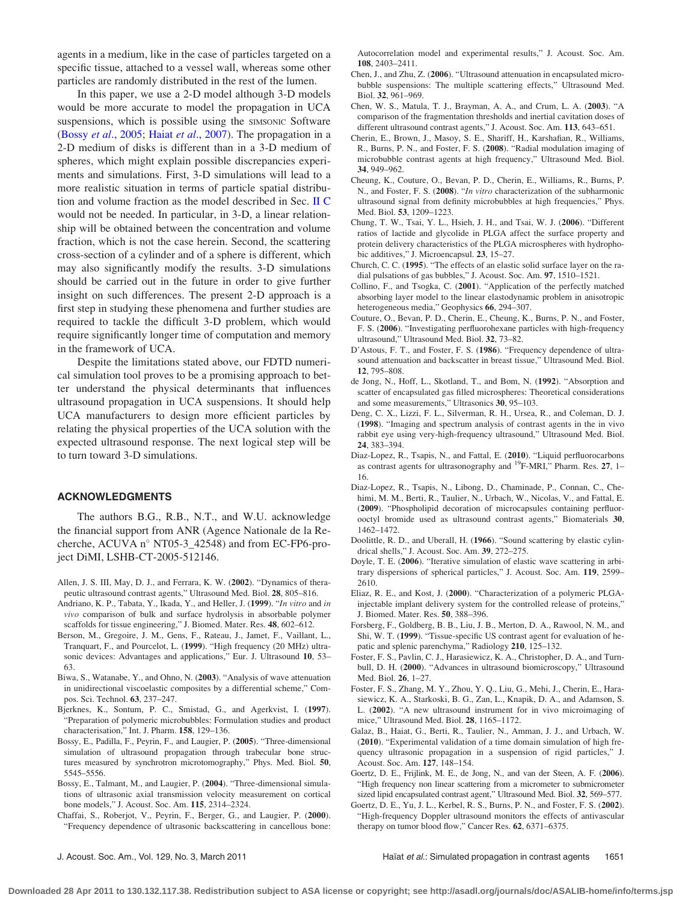agents in a medium, like in the case of particles targeted on a specific tissue, attached to a vessel wall, whereas some other particles are randomly distributed in the rest of the lumen.

In this paper, we use a 2-D model although 3-D models would be more accurate to model the propagation in UCA suspensions, which is possible using the SIMSONIC Software (Bossy *et al.*, 2005; Haiat *et al.*, 2007). The propagation in a 2-D medium of disks is different than in a 3-D medium of spheres, which might explain possible discrepancies experiments and simulations. First, 3-D simulations will lead to a more realistic situation in terms of particle spatial distribution and volume fraction as the model described in Sec. II C would not be needed. In particular, in 3-D, a linear relationship will be obtained between the concentration and volume fraction, which is not the case herein. Second, the scattering cross-section of a cylinder and of a sphere is different, which may also significantly modify the results. 3-D simulations should be carried out in the future in order to give further insight on such differences. The present 2-D approach is a first step in studying these phenomena and further studies are required to tackle the difficult 3-D problem, which would require significantly longer time of computation and memory in the framework of UCA.

Despite the limitations stated above, our FDTD numerical simulation tool proves to be a promising approach to better understand the physical determinants that influences ultrasound propagation in UCA suspensions. It should help UCA manufacturers to design more efficient particles by relating the physical properties of the UCA solution with the expected ultrasound response. The next logical step will be to turn toward 3-D simulations.

## ACKNOWLEDGMENTS

The authors B.G., R.B., N.T., and W.U. acknowledge the financial support from ANR (Agence Nationale de la Recherche, ACUVA n° NT05-3_42548) and from EC-FP6-project DiMI, LSHB-CT-2005-512146.

Allen, J. S. III, May, D. J., and Ferrara, K. W. (**2002**). "Dynamics of therapeutic ultrasound contrast agents," Ultrasound Med. Biol. **28**, 805–816.

Andriano, K. P., Tabata, Y., Ikada, Y., and Heller, J. (**1999**). "*In vitro* and *in vivo* comparison of bulk and surface hydrolysis in absorbable polymer scaffolds for tissue engineering," J. Biomed. Mater. Res. **48**, 602–612.

Berson, M., Gregoire, J. M., Gens, F., Rateau, J., Jamet, F., Vaillant, L., Tranquart, F., and Pourcelot, L. (**1999**). "High frequency (20 MHz) ultrasonic devices: Advantages and applications," Eur. J. Ultrasound **10**, 53–63.

Biwa, S., Watanabe, Y., and Ohno, N. (**2003**). "Analysis of wave attenuation in unidirectional viscoelastic composites by a differential scheme," Compos. Sci. Technol. **63**, 237–247.

Bjerknes, K., Sontum, P. C., Smistad, G., and Agerkvist, I. (**1997**). "Preparation of polymeric microbubbles: Formulation studies and product characterisation," Int. J. Pharm. **158**, 129–136.

Bossy, E., Padilla, F., Peyrin, F., and Laugier, P. (**2005**). "Three-dimensional simulation of ultrasound propagation through trabecular bone structures measured by synchrotron microtomography," Phys. Med. Biol. **50**, 5545–5556.

Bossy, E., Talmant, M., and Laugier, P. (**2004**). "Three-dimensional simulations of ultrasonic axial transmission velocity measurement on cortical bone models," J. Acoust. Soc. Am. **115**, 2314–2324.

Chaffai, S., Roberjot, V., Peyrin, F., Berger, G., and Laugier, P. (**2000**). "Frequency dependence of ultrasonic backscattering in cancellous bone: Autocorrelation model and experimental results," J. Acoust. Soc. Am. **108**, 2403–2411.

Chen, J., and Zhu, Z. (**2006**). "Ultrasound attenuation in encapsulated microbubble suspensions: The multiple scattering effects," Ultrasound Med. Biol. **32**, 961–969.

Chen, W. S., Matula, T. J., Brayman, A. A., and Crum, L. A. (**2003**). "A comparison of the fragmentation thresholds and inertial cavitation doses of different ultrasound contrast agents," J. Acoust. Soc. Am. **113**, 643–651.

Cherin, E., Brown, J., Masoy, S. E., Shariff, H., Karshafian, R., Williams, R., Burns, P. N., and Foster, F. S. (**2008**). "Radial modulation imaging of microbubble contrast agents at high frequency," Ultrasound Med. Biol. **34**, 949–962.

Cheung, K., Couture, O., Bevan, P. D., Cherin, E., Williams, R., Burns, P. N., and Foster, F. S. (**2008**). "*In vitro* characterization of the subharmonic ultrasound signal from definity microbubbles at high frequencies," Phys. Med. Biol. **53**, 1209–1223.

Chung, T. W., Tsai, Y. L., Hsieh, J. H., and Tsai, W. J. (**2006**). "Different ratios of lactide and glycolide in PLGA affect the surface property and protein delivery characteristics of the PLGA microspheres with hydrophobic additives," J. Microencapsul. **23**, 15–27.

Church, C. C. (**1995**). "The effects of an elastic solid surface layer on the radial pulsations of gas bubbles," J. Acoust. Soc. Am. **97**, 1510–1521.

Collino, F., and Tsogka, C. (**2001**). "Application of the perfectly matched absorbing layer model to the linear elastodynamic problem in anisotropic heterogeneous media," Geophysics **66**, 294–307.

Couture, O., Bevan, P. D., Cherin, E., Cheung, K., Burns, P. N., and Foster, F. S. (**2006**). "Investigating perfluorohexane particles with high-frequency ultrasound," Ultrasound Med. Biol. **32**, 73–82.

D'Astous, F. T., and Foster, F. S. (**1986**). "Frequency dependence of ultrasound attenuation and backscatter in breast tissue," Ultrasound Med. Biol. **12**, 795–808.

de Jong, N., Hoff, L., Skotland, T., and Bom, N. (**1992**). "Absorption and scatter of encapsulated gas filled microspheres: Theoretical considerations and some measurements," Ultrasonics **30**, 95–103.

Deng, C. X., Lizzi, F. L., Silverman, R. H., Ursea, R., and Coleman, D. J. (**1998**). "Imaging and spectrum analysis of contrast agents in the in vivo rabbit eye using very-high-frequency ultrasound," Ultrasound Med. Biol. **24**, 383–394.

Diaz-Lopez, R., Tsapis, N., and Fattal, E. (**2010**). "Liquid perfluorocarbons as contrast agents for ultrasonography and $^{19}$F-MRI," Pharm. Res. **27**, 1–16.

Diaz-Lopez, R., Tsapis, N., Libong, D., Chaminade, P., Connan, C., Chehimi, M. M., Berti, R., Taulier, N., Urbach, W., Nicolas, V., and Fattal, E. (**2009**). "Phospholipid decoration of microcapsules containing perfluorooctyl bromide used as ultrasound contrast agents," Biomaterials **30**, 1462–1472.

Doolittle, R. D., and Uberall, H. (**1966**). "Sound scattering by elastic cylindrical shells," J. Acoust. Soc. Am. **39**, 272–275.

Doyle, T. E. (**2006**). "Iterative simulation of elastic wave scattering in arbitrary dispersions of spherical particles," J. Acoust. Soc. Am. **119**, 2599–2610.

Eliaz, R. E., and Kost, J. (**2000**). "Characterization of a polymeric PLGA-injectable implant delivery system for the controlled release of proteins," J. Biomed. Mater. Res. **50**, 388–396.

Forsberg, F., Goldberg, B. B., Liu, J. B., Merton, D. A., Rawool, N. M., and Shi, W. T. (**1999**). "Tissue-specific US contrast agent for evaluation of hepatic and splenic parenchyma," Radiology **210**, 125–132.

Foster, F. S., Pavlin, C. J., Harasiewicz, K. A., Christopher, D. A., and Turnbull, D. H. (**2000**). "Advances in ultrasound biomicroscopy," Ultrasound Med. Biol. **26**, 1–27.

Foster, F. S., Zhang, M. Y., Zhou, Y. Q., Liu, G., Mehi, J., Cherin, E., Harasiewicz, K. A., Starkoski, B. G., Zan, L., Knapik, D. A., and Adamson, S. L. (**2002**). "A new ultrasound instrument for in vivo microimaging of mice," Ultrasound Med. Biol. **28**, 1165–1172.

Galaz, B., Haiat, G., Berti, R., Taulier, N., Amman, J. J., and Urbach, W. (**2010**). "Experimental validation of a time domain simulation of high frequency ultrasonic propagation in a suspension of rigid particles," J. Acoust. Soc. Am. **127**, 148–154.

Goertz, D. E., Frijlink, M. E., de Jong, N., and van der Steen, A. F. (**2006**). "High frequency non linear scattering from a micrometer to submicrometer sized lipid encapsulated contrast agent," Ultrasound Med. Biol. **32**, 569–577.

Goertz, D. E., Yu, J. L., Kerbel, R. S., Burns, P. N., and Foster, F. S. (**2002**). "High-frequency Doppler ultrasound monitors the effects of antivascular therapy on tumor blood flow," Cancer Res. **62**, 6371–6375.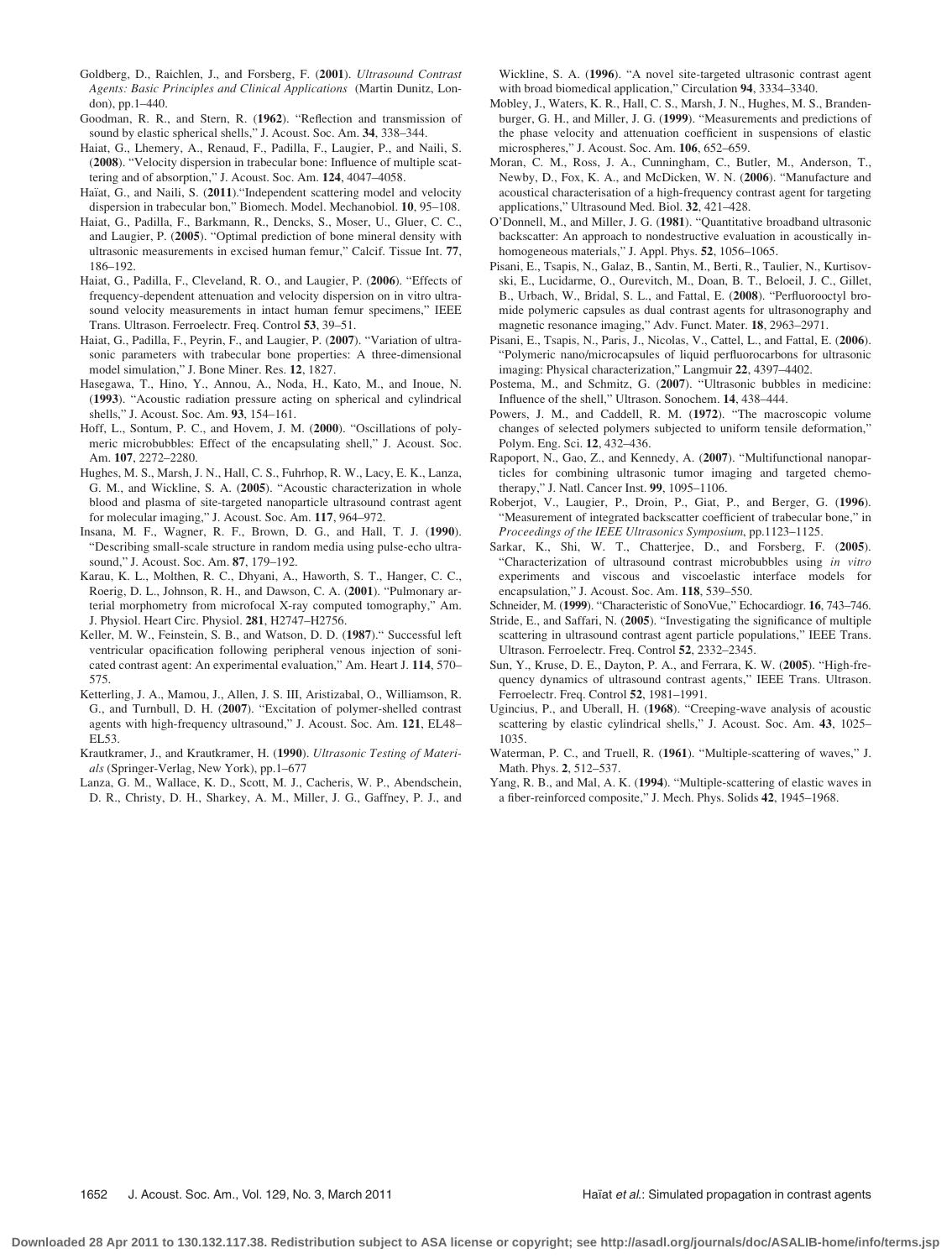Goldberg, D., Raichlen, J., and Forsberg, F. (**2001**). *Ultrasound Contrast Agents: Basic Principles and Clinical Applications* (Martin Dunitz, London), pp.1–440.

Goodman, R. R., and Stern, R. (**1962**). "Reflection and transmission of sound by elastic spherical shells," J. Acoust. Soc. Am. **34**, 338–344.

Haiat, G., Lhemery, A., Renaud, F., Padilla, F., Laugier, P., and Naili, S. (**2008**). "Velocity dispersion in trabecular bone: Influence of multiple scattering and of absorption," J. Acoust. Soc. Am. **124**, 4047–4058.

Haïat, G., and Naili, S. (**2011**)."Independent scattering model and velocity dispersion in trabecular bon," Biomech. Model. Mechanobiol. **10**, 95–108.

Haiat, G., Padilla, F., Barkmann, R., Dencks, S., Moser, U., Gluer, C. C., and Laugier, P. (**2005**). "Optimal prediction of bone mineral density with ultrasonic measurements in excised human femur," Calcif. Tissue Int. **77**, 186–192.

Haiat, G., Padilla, F., Cleveland, R. O., and Laugier, P. (**2006**). "Effects of frequency-dependent attenuation and velocity dispersion on in vitro ultrasound velocity measurements in intact human femur specimens," IEEE Trans. Ultrason. Ferroelectr. Freq. Control **53**, 39–51.

Haiat, G., Padilla, F., Peyrin, F., and Laugier, P. (**2007**). "Variation of ultrasonic parameters with trabecular bone properties: A three-dimensional model simulation," J. Bone Miner. Res. **12**, 1827.

Hasegawa, T., Hino, Y., Annou, A., Noda, H., Kato, M., and Inoue, N. (**1993**). "Acoustic radiation pressure acting on spherical and cylindrical shells," J. Acoust. Soc. Am. **93**, 154–161.

Hoff, L., Sontum, P. C., and Hovem, J. M. (**2000**). "Oscillations of polymeric microbubbles: Effect of the encapsulating shell," J. Acoust. Soc. Am. **107**, 2272–2280.

Hughes, M. S., Marsh, J. N., Hall, C. S., Fuhrhop, R. W., Lacy, E. K., Lanza, G. M., and Wickline, S. A. (**2005**). "Acoustic characterization in whole blood and plasma of site-targeted nanoparticle ultrasound contrast agent for molecular imaging," J. Acoust. Soc. Am. **117**, 964–972.

Insana, M. F., Wagner, R. F., Brown, D. G., and Hall, T. J. (**1990**). "Describing small-scale structure in random media using pulse-echo ultrasound," J. Acoust. Soc. Am. **87**, 179–192.

Karau, K. L., Molthen, R. C., Dhyani, A., Haworth, S. T., Hanger, C. C., Roerig, D. L., Johnson, R. H., and Dawson, C. A. (**2001**). "Pulmonary arterial morphometry from microfocal X-ray computed tomography," Am. J. Physiol. Heart Circ. Physiol. **281**, H2747–H2756.

Keller, M. W., Feinstein, S. B., and Watson, D. D. (**1987**)." Successful left ventricular opacification following peripheral venous injection of sonicated contrast agent: An experimental evaluation," Am. Heart J. **114**, 570–575.

Ketterling, J. A., Mamou, J., Allen, J. S. III, Aristizabal, O., Williamson, R. G., and Turnbull, D. H. (**2007**). "Excitation of polymer-shelled contrast agents with high-frequency ultrasound," J. Acoust. Soc. Am. **121**, EL48–EL53.

Krautkramer, J., and Krautkramer, H. (**1990**). *Ultrasonic Testing of Materials* (Springer-Verlag, New York), pp.1–677

Lanza, G. M., Wallace, K. D., Scott, M. J., Cacheris, W. P., Abendschein, D. R., Christy, D. H., Sharkey, A. M., Miller, J. G., Gaffney, P. J., and Wickline, S. A. (**1996**). "A novel site-targeted ultrasonic contrast agent with broad biomedical application," Circulation **94**, 3334–3340.

Mobley, J., Waters, K. R., Hall, C. S., Marsh, J. N., Hughes, M. S., Brandenburger, G. H., and Miller, J. G. (**1999**). "Measurements and predictions of the phase velocity and attenuation coefficient in suspensions of elastic microspheres," J. Acoust. Soc. Am. **106**, 652–659.

Moran, C. M., Ross, J. A., Cunningham, C., Butler, M., Anderson, T., Newby, D., Fox, K. A., and McDicken, W. N. (**2006**). "Manufacture and acoustical characterisation of a high-frequency contrast agent for targeting applications," Ultrasound Med. Biol. **32**, 421–428.

O'Donnell, M., and Miller, J. G. (**1981**). "Quantitative broadband ultrasonic backscatter: An approach to nondestructive evaluation in acoustically inhomogeneous materials," J. Appl. Phys. **52**, 1056–1065.

Pisani, E., Tsapis, N., Galaz, B., Santin, M., Berti, R., Taulier, N., Kurtisovski, E., Lucidarme, O., Ourevitch, M., Doan, B. T., Beloeil, J. C., Gillet, B., Urbach, W., Bridal, S. L., and Fattal, E. (**2008**). "Perfluorooctyl bromide polymeric capsules as dual contrast agents for ultrasonography and magnetic resonance imaging," Adv. Funct. Mater. **18**, 2963–2971.

Pisani, E., Tsapis, N., Paris, J., Nicolas, V., Cattel, L., and Fattal, E. (**2006**). "Polymeric nano/microcapsules of liquid perfluorocarbons for ultrasonic imaging: Physical characterization," Langmuir **22**, 4397–4402.

Postema, M., and Schmitz, G. (**2007**). "Ultrasonic bubbles in medicine: Influence of the shell," Ultrason. Sonochem. **14**, 438–444.

Powers, J. M., and Caddell, R. M. (**1972**). "The macroscopic volume changes of selected polymers subjected to uniform tensile deformation," Polym. Eng. Sci. **12**, 432–436.

Rapoport, N., Gao, Z., and Kennedy, A. (**2007**). "Multifunctional nanoparticles for combining ultrasonic tumor imaging and targeted chemotherapy," J. Natl. Cancer Inst. **99**, 1095–1106.

Roberjot, V., Laugier, P., Droin, P., Giat, P., and Berger, G. (**1996**). "Measurement of integrated backscatter coefficient of trabecular bone," in *Proceedings of the IEEE Ultrasonics Symposium*, pp.1123–1125.

Sarkar, K., Shi, W. T., Chatterjee, D., and Forsberg, F. (**2005**). "Characterization of ultrasound contrast microbubbles using *in vitro* experiments and viscous and viscoelastic interface models for encapsulation," J. Acoust. Soc. Am. **118**, 539–550.

Schneider, M. (**1999**). "Characteristic of SonoVue," Echocardiogr. **16**, 743–746.

Stride, E., and Saffari, N. (**2005**). "Investigating the significance of multiple scattering in ultrasound contrast agent particle populations," IEEE Trans. Ultrason. Ferroelectr. Freq. Control **52**, 2332–2345.

Sun, Y., Kruse, D. E., Dayton, P. A., and Ferrara, K. W. (**2005**). "High-frequency dynamics of ultrasound contrast agents," IEEE Trans. Ultrason. Ferroelectr. Freq. Control **52**, 1981–1991.

Ugincius, P., and Uberall, H. (**1968**). "Creeping-wave analysis of acoustic scattering by elastic cylindrical shells," J. Acoust. Soc. Am. **43**, 1025–1035.

Waterman, P. C., and Truell, R. (**1961**). "Multiple-scattering of waves," J. Math. Phys. **2**, 512–537.

Yang, R. B., and Mal, A. K. (**1994**). "Multiple-scattering of elastic waves in a fiber-reinforced composite," J. Mech. Phys. Solids **42**, 1945–1968.